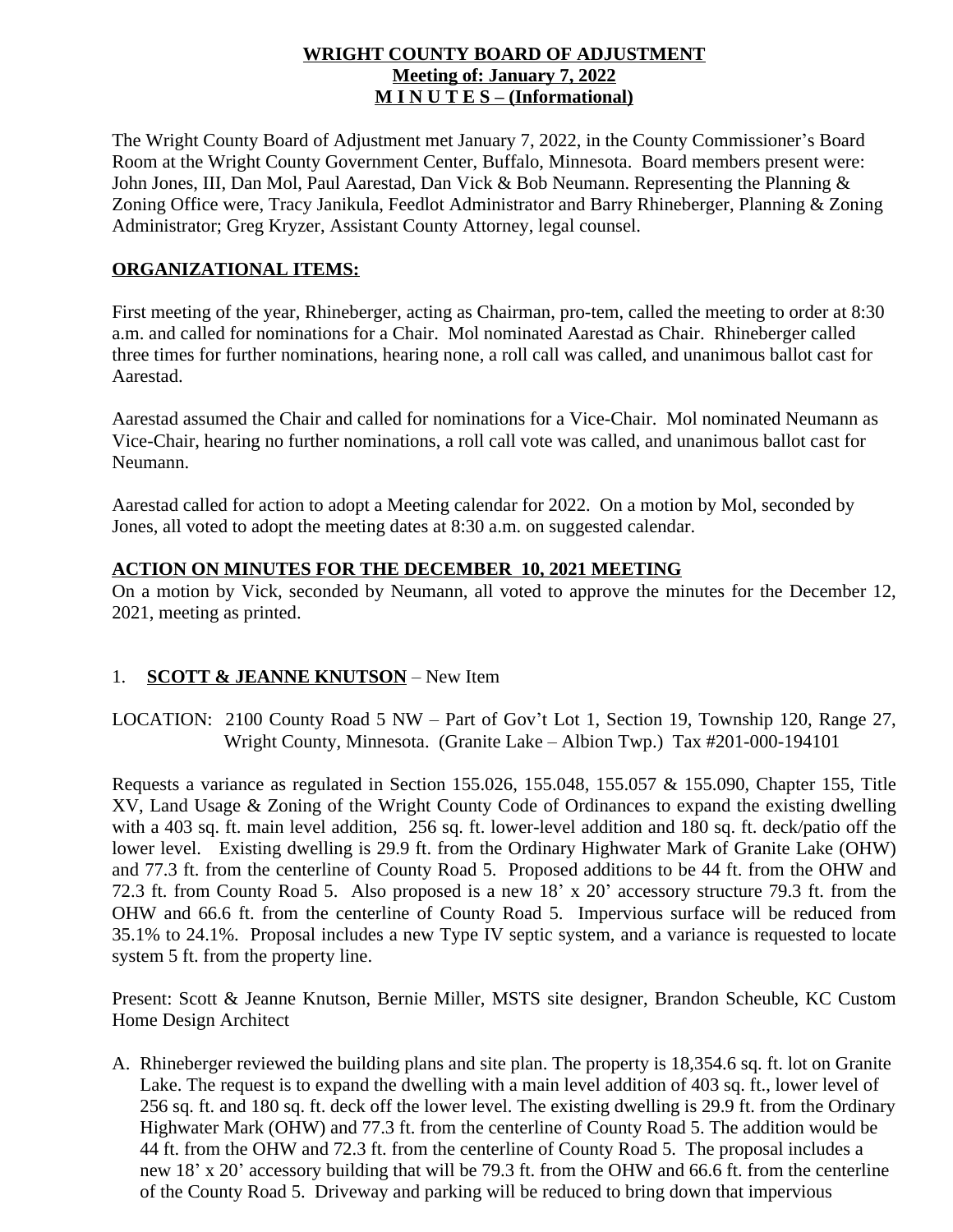**WRIGHT COUNTY BOARD OF ADJUSTMENT**
**Meeting of: January 7, 2022**
**M I N U T E S – (Informational)**

The Wright County Board of Adjustment met January 7, 2022, in the County Commissioner's Board Room at the Wright County Government Center, Buffalo, Minnesota. Board members present were: John Jones, III, Dan Mol, Paul Aarestad, Dan Vick & Bob Neumann. Representing the Planning & Zoning Office were, Tracy Janikula, Feedlot Administrator and Barry Rhineberger, Planning & Zoning Administrator; Greg Kryzer, Assistant County Attorney, legal counsel.

## ORGANIZATIONAL ITEMS:

First meeting of the year, Rhineberger, acting as Chairman, pro-tem, called the meeting to order at 8:30 a.m. and called for nominations for a Chair. Mol nominated Aarestad as Chair. Rhineberger called three times for further nominations, hearing none, a roll call was called, and unanimous ballot cast for Aarestad.

Aarestad assumed the Chair and called for nominations for a Vice-Chair. Mol nominated Neumann as Vice-Chair, hearing no further nominations, a roll call vote was called, and unanimous ballot cast for Neumann.

Aarestad called for action to adopt a Meeting calendar for 2022. On a motion by Mol, seconded by Jones, all voted to adopt the meeting dates at 8:30 a.m. on suggested calendar.

## ACTION ON MINUTES FOR THE DECEMBER 10, 2021 MEETING

On a motion by Vick, seconded by Neumann, all voted to approve the minutes for the December 12, 2021, meeting as printed.

1. **SCOTT & JEANNE KNUTSON** – New Item

LOCATION: 2100 County Road 5 NW – Part of Gov't Lot 1, Section 19, Township 120, Range 27, Wright County, Minnesota. (Granite Lake – Albion Twp.) Tax #201-000-194101

Requests a variance as regulated in Section 155.026, 155.048, 155.057 & 155.090, Chapter 155, Title XV, Land Usage & Zoning of the Wright County Code of Ordinances to expand the existing dwelling with a 403 sq. ft. main level addition, 256 sq. ft. lower-level addition and 180 sq. ft. deck/patio off the lower level. Existing dwelling is 29.9 ft. from the Ordinary Highwater Mark of Granite Lake (OHW) and 77.3 ft. from the centerline of County Road 5. Proposed additions to be 44 ft. from the OHW and 72.3 ft. from County Road 5. Also proposed is a new 18' x 20' accessory structure 79.3 ft. from the OHW and 66.6 ft. from the centerline of County Road 5. Impervious surface will be reduced from 35.1% to 24.1%. Proposal includes a new Type IV septic system, and a variance is requested to locate system 5 ft. from the property line.

Present: Scott & Jeanne Knutson, Bernie Miller, MSTS site designer, Brandon Scheuble, KC Custom Home Design Architect

A. Rhineberger reviewed the building plans and site plan. The property is 18,354.6 sq. ft. lot on Granite Lake. The request is to expand the dwelling with a main level addition of 403 sq. ft., lower level of 256 sq. ft. and 180 sq. ft. deck off the lower level. The existing dwelling is 29.9 ft. from the Ordinary Highwater Mark (OHW) and 77.3 ft. from the centerline of County Road 5. The addition would be 44 ft. from the OHW and 72.3 ft. from the centerline of County Road 5. The proposal includes a new 18' x 20' accessory building that will be 79.3 ft. from the OHW and 66.6 ft. from the centerline of the County Road 5. Driveway and parking will be reduced to bring down that impervious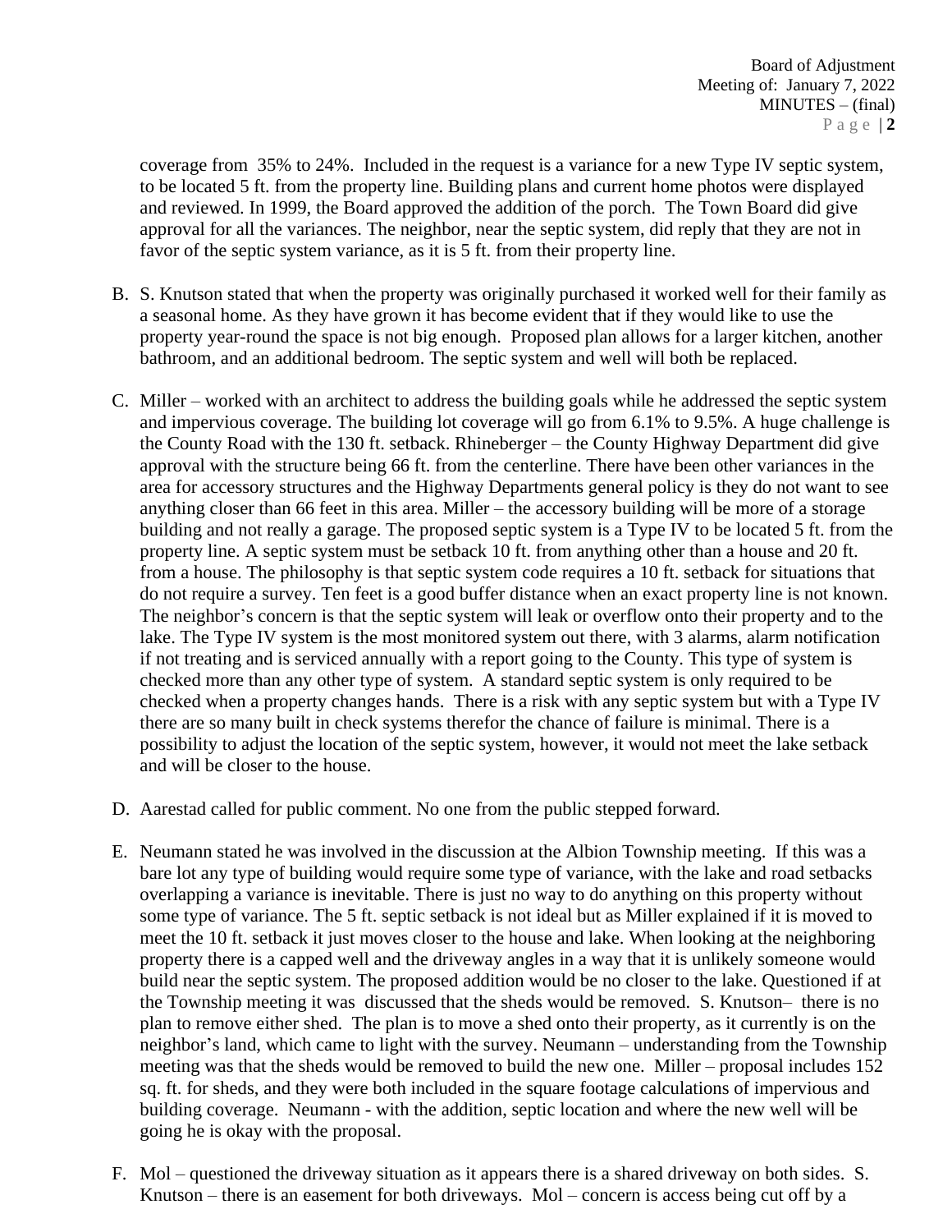coverage from 35% to 24%. Included in the request is a variance for a new Type IV septic system, to be located 5 ft. from the property line. Building plans and current home photos were displayed and reviewed. In 1999, the Board approved the addition of the porch. The Town Board did give approval for all the variances. The neighbor, near the septic system, did reply that they are not in favor of the septic system variance, as it is 5 ft. from their property line.

B. S. Knutson stated that when the property was originally purchased it worked well for their family as a seasonal home. As they have grown it has become evident that if they would like to use the property year-round the space is not big enough. Proposed plan allows for a larger kitchen, another bathroom, and an additional bedroom. The septic system and well will both be replaced.

C. Miller – worked with an architect to address the building goals while he addressed the septic system and impervious coverage. The building lot coverage will go from 6.1% to 9.5%. A huge challenge is the County Road with the 130 ft. setback. Rhineberger – the County Highway Department did give approval with the structure being 66 ft. from the centerline. There have been other variances in the area for accessory structures and the Highway Departments general policy is they do not want to see anything closer than 66 feet in this area. Miller – the accessory building will be more of a storage building and not really a garage. The proposed septic system is a Type IV to be located 5 ft. from the property line. A septic system must be setback 10 ft. from anything other than a house and 20 ft. from a house. The philosophy is that septic system code requires a 10 ft. setback for situations that do not require a survey. Ten feet is a good buffer distance when an exact property line is not known. The neighbor's concern is that the septic system will leak or overflow onto their property and to the lake. The Type IV system is the most monitored system out there, with 3 alarms, alarm notification if not treating and is serviced annually with a report going to the County. This type of system is checked more than any other type of system. A standard septic system is only required to be checked when a property changes hands. There is a risk with any septic system but with a Type IV there are so many built in check systems therefor the chance of failure is minimal. There is a possibility to adjust the location of the septic system, however, it would not meet the lake setback and will be closer to the house.

D. Aarestad called for public comment. No one from the public stepped forward.

E. Neumann stated he was involved in the discussion at the Albion Township meeting. If this was a bare lot any type of building would require some type of variance, with the lake and road setbacks overlapping a variance is inevitable. There is just no way to do anything on this property without some type of variance. The 5 ft. septic setback is not ideal but as Miller explained if it is moved to meet the 10 ft. setback it just moves closer to the house and lake. When looking at the neighboring property there is a capped well and the driveway angles in a way that it is unlikely someone would build near the septic system. The proposed addition would be no closer to the lake. Questioned if at the Township meeting it was discussed that the sheds would be removed. S. Knutson– there is no plan to remove either shed. The plan is to move a shed onto their property, as it currently is on the neighbor's land, which came to light with the survey. Neumann – understanding from the Township meeting was that the sheds would be removed to build the new one. Miller – proposal includes 152 sq. ft. for sheds, and they were both included in the square footage calculations of impervious and building coverage. Neumann - with the addition, septic location and where the new well will be going he is okay with the proposal.

F. Mol – questioned the driveway situation as it appears there is a shared driveway on both sides. S. Knutson – there is an easement for both driveways. Mol – concern is access being cut off by a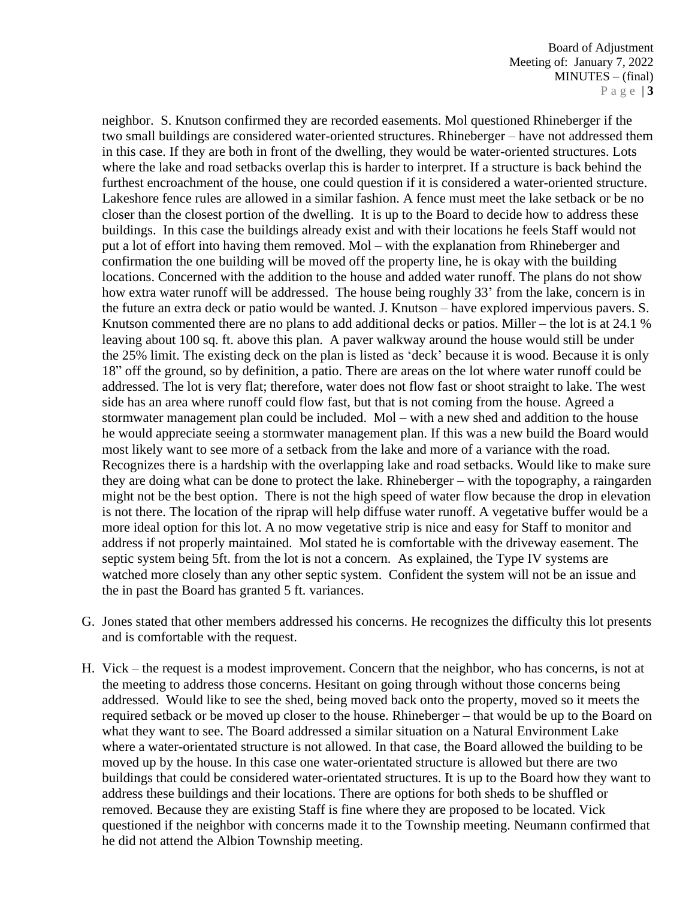neighbor. S. Knutson confirmed they are recorded easements. Mol questioned Rhineberger if the two small buildings are considered water-oriented structures. Rhineberger – have not addressed them in this case. If they are both in front of the dwelling, they would be water-oriented structures. Lots where the lake and road setbacks overlap this is harder to interpret. If a structure is back behind the furthest encroachment of the house, one could question if it is considered a water-oriented structure. Lakeshore fence rules are allowed in a similar fashion. A fence must meet the lake setback or be no closer than the closest portion of the dwelling. It is up to the Board to decide how to address these buildings. In this case the buildings already exist and with their locations he feels Staff would not put a lot of effort into having them removed. Mol – with the explanation from Rhineberger and confirmation the one building will be moved off the property line, he is okay with the building locations. Concerned with the addition to the house and added water runoff. The plans do not show how extra water runoff will be addressed. The house being roughly 33' from the lake, concern is in the future an extra deck or patio would be wanted. J. Knutson – have explored impervious pavers. S. Knutson commented there are no plans to add additional decks or patios. Miller – the lot is at 24.1 % leaving about 100 sq. ft. above this plan. A paver walkway around the house would still be under the 25% limit. The existing deck on the plan is listed as 'deck' because it is wood. Because it is only 18" off the ground, so by definition, a patio. There are areas on the lot where water runoff could be addressed. The lot is very flat; therefore, water does not flow fast or shoot straight to lake. The west side has an area where runoff could flow fast, but that is not coming from the house. Agreed a stormwater management plan could be included. Mol – with a new shed and addition to the house he would appreciate seeing a stormwater management plan. If this was a new build the Board would most likely want to see more of a setback from the lake and more of a variance with the road. Recognizes there is a hardship with the overlapping lake and road setbacks. Would like to make sure they are doing what can be done to protect the lake. Rhineberger – with the topography, a raingarden might not be the best option. There is not the high speed of water flow because the drop in elevation is not there. The location of the riprap will help diffuse water runoff. A vegetative buffer would be a more ideal option for this lot. A no mow vegetative strip is nice and easy for Staff to monitor and address if not properly maintained. Mol stated he is comfortable with the driveway easement. The septic system being 5ft. from the lot is not a concern. As explained, the Type IV systems are watched more closely than any other septic system. Confident the system will not be an issue and the in past the Board has granted 5 ft. variances.

G. Jones stated that other members addressed his concerns. He recognizes the difficulty this lot presents and is comfortable with the request.

H. Vick – the request is a modest improvement. Concern that the neighbor, who has concerns, is not at the meeting to address those concerns. Hesitant on going through without those concerns being addressed. Would like to see the shed, being moved back onto the property, moved so it meets the required setback or be moved up closer to the house. Rhineberger – that would be up to the Board on what they want to see. The Board addressed a similar situation on a Natural Environment Lake where a water-orientated structure is not allowed. In that case, the Board allowed the building to be moved up by the house. In this case one water-orientated structure is allowed but there are two buildings that could be considered water-orientated structures. It is up to the Board how they want to address these buildings and their locations. There are options for both sheds to be shuffled or removed. Because they are existing Staff is fine where they are proposed to be located. Vick questioned if the neighbor with concerns made it to the Township meeting. Neumann confirmed that he did not attend the Albion Township meeting.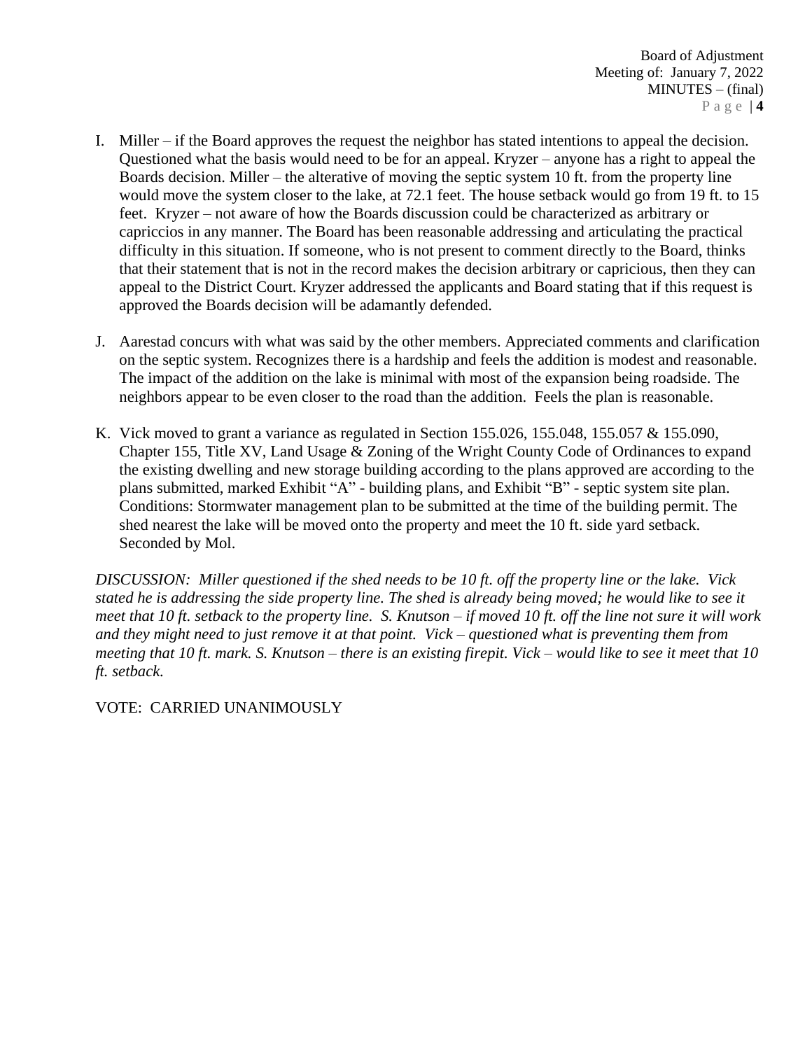I. Miller – if the Board approves the request the neighbor has stated intentions to appeal the decision. Questioned what the basis would need to be for an appeal. Kryzer – anyone has a right to appeal the Boards decision. Miller – the alterative of moving the septic system 10 ft. from the property line would move the system closer to the lake, at 72.1 feet. The house setback would go from 19 ft. to 15 feet. Kryzer – not aware of how the Boards discussion could be characterized as arbitrary or capriccios in any manner. The Board has been reasonable addressing and articulating the practical difficulty in this situation. If someone, who is not present to comment directly to the Board, thinks that their statement that is not in the record makes the decision arbitrary or capricious, then they can appeal to the District Court. Kryzer addressed the applicants and Board stating that if this request is approved the Boards decision will be adamantly defended.

J. Aarestad concurs with what was said by the other members. Appreciated comments and clarification on the septic system. Recognizes there is a hardship and feels the addition is modest and reasonable. The impact of the addition on the lake is minimal with most of the expansion being roadside. The neighbors appear to be even closer to the road than the addition. Feels the plan is reasonable.

K. Vick moved to grant a variance as regulated in Section 155.026, 155.048, 155.057 & 155.090, Chapter 155, Title XV, Land Usage & Zoning of the Wright County Code of Ordinances to expand the existing dwelling and new storage building according to the plans approved are according to the plans submitted, marked Exhibit "A" - building plans, and Exhibit "B" - septic system site plan. Conditions: Stormwater management plan to be submitted at the time of the building permit. The shed nearest the lake will be moved onto the property and meet the 10 ft. side yard setback. Seconded by Mol.

*DISCUSSION: Miller questioned if the shed needs to be 10 ft. off the property line or the lake. Vick stated he is addressing the side property line. The shed is already being moved; he would like to see it meet that 10 ft. setback to the property line. S. Knutson – if moved 10 ft. off the line not sure it will work and they might need to just remove it at that point. Vick – questioned what is preventing them from meeting that 10 ft. mark. S. Knutson – there is an existing firepit. Vick – would like to see it meet that 10 ft. setback.*

VOTE: CARRIED UNANIMOUSLY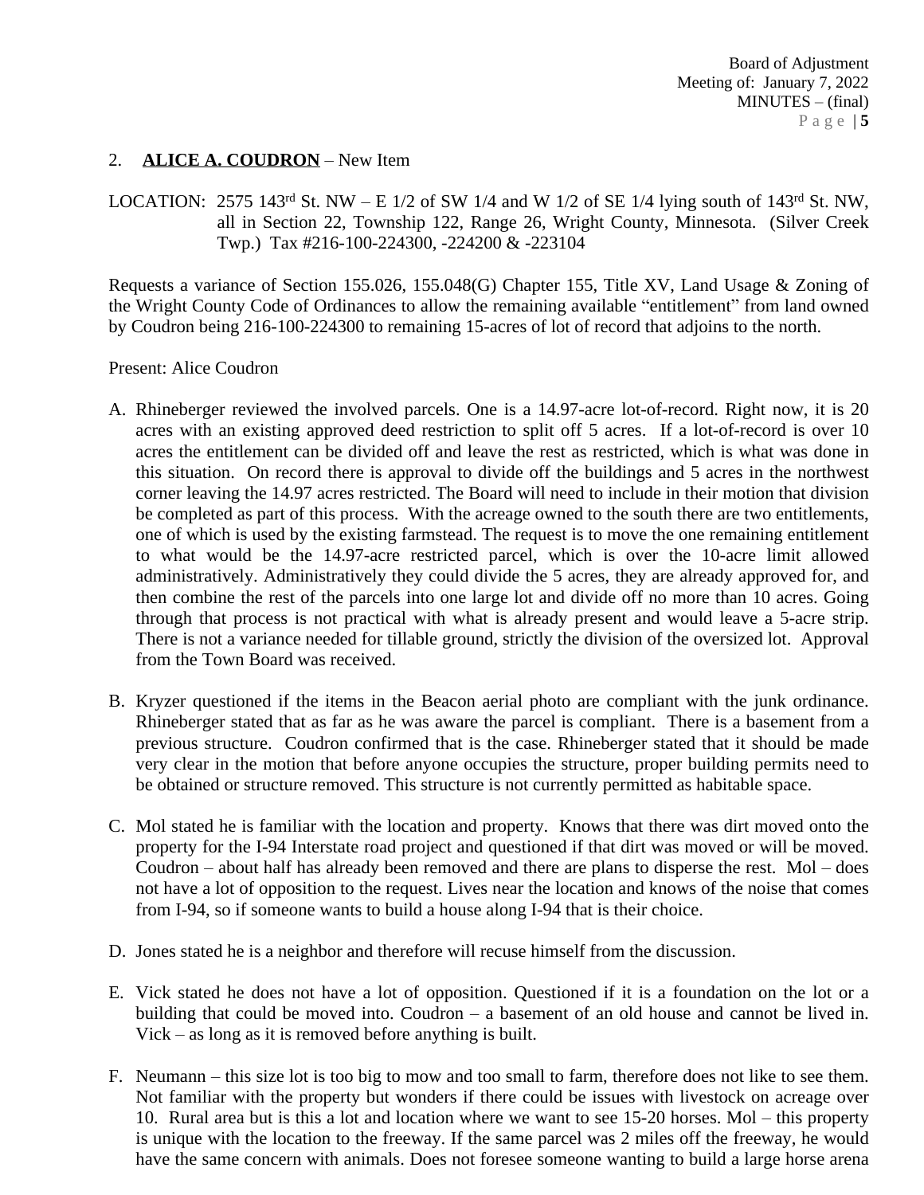2. **ALICE A. COUDRON** – New Item

LOCATION: 2575 143rd St. NW – E 1/2 of SW 1/4 and W 1/2 of SE 1/4 lying south of 143rd St. NW, all in Section 22, Township 122, Range 26, Wright County, Minnesota. (Silver Creek Twp.) Tax #216-100-224300, -224200 & -223104

Requests a variance of Section 155.026, 155.048(G) Chapter 155, Title XV, Land Usage & Zoning of the Wright County Code of Ordinances to allow the remaining available "entitlement" from land owned by Coudron being 216-100-224300 to remaining 15-acres of lot of record that adjoins to the north.

Present: Alice Coudron

A. Rhineberger reviewed the involved parcels. One is a 14.97-acre lot-of-record. Right now, it is 20 acres with an existing approved deed restriction to split off 5 acres. If a lot-of-record is over 10 acres the entitlement can be divided off and leave the rest as restricted, which is what was done in this situation. On record there is approval to divide off the buildings and 5 acres in the northwest corner leaving the 14.97 acres restricted. The Board will need to include in their motion that division be completed as part of this process. With the acreage owned to the south there are two entitlements, one of which is used by the existing farmstead. The request is to move the one remaining entitlement to what would be the 14.97-acre restricted parcel, which is over the 10-acre limit allowed administratively. Administratively they could divide the 5 acres, they are already approved for, and then combine the rest of the parcels into one large lot and divide off no more than 10 acres. Going through that process is not practical with what is already present and would leave a 5-acre strip. There is not a variance needed for tillable ground, strictly the division of the oversized lot. Approval from the Town Board was received.

B. Kryzer questioned if the items in the Beacon aerial photo are compliant with the junk ordinance. Rhineberger stated that as far as he was aware the parcel is compliant. There is a basement from a previous structure. Coudron confirmed that is the case. Rhineberger stated that it should be made very clear in the motion that before anyone occupies the structure, proper building permits need to be obtained or structure removed. This structure is not currently permitted as habitable space.

C. Mol stated he is familiar with the location and property. Knows that there was dirt moved onto the property for the I-94 Interstate road project and questioned if that dirt was moved or will be moved. Coudron – about half has already been removed and there are plans to disperse the rest. Mol – does not have a lot of opposition to the request. Lives near the location and knows of the noise that comes from I-94, so if someone wants to build a house along I-94 that is their choice.

D. Jones stated he is a neighbor and therefore will recuse himself from the discussion.

E. Vick stated he does not have a lot of opposition. Questioned if it is a foundation on the lot or a building that could be moved into. Coudron – a basement of an old house and cannot be lived in. Vick – as long as it is removed before anything is built.

F. Neumann – this size lot is too big to mow and too small to farm, therefore does not like to see them. Not familiar with the property but wonders if there could be issues with livestock on acreage over 10. Rural area but is this a lot and location where we want to see 15-20 horses. Mol – this property is unique with the location to the freeway. If the same parcel was 2 miles off the freeway, he would have the same concern with animals. Does not foresee someone wanting to build a large horse arena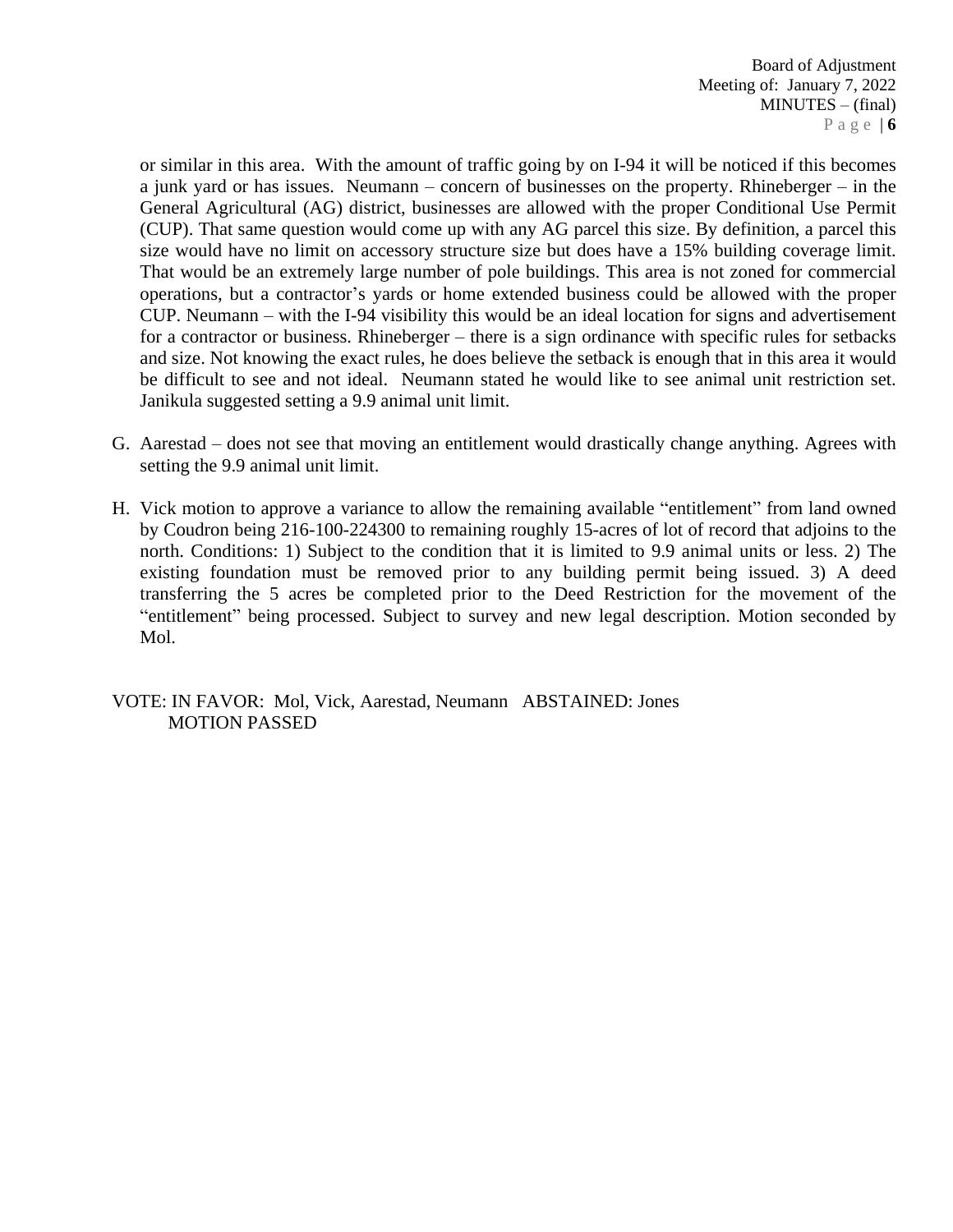or similar in this area. With the amount of traffic going by on I-94 it will be noticed if this becomes a junk yard or has issues. Neumann – concern of businesses on the property. Rhineberger – in the General Agricultural (AG) district, businesses are allowed with the proper Conditional Use Permit (CUP). That same question would come up with any AG parcel this size. By definition, a parcel this size would have no limit on accessory structure size but does have a 15% building coverage limit. That would be an extremely large number of pole buildings. This area is not zoned for commercial operations, but a contractor's yards or home extended business could be allowed with the proper CUP. Neumann – with the I-94 visibility this would be an ideal location for signs and advertisement for a contractor or business. Rhineberger – there is a sign ordinance with specific rules for setbacks and size. Not knowing the exact rules, he does believe the setback is enough that in this area it would be difficult to see and not ideal. Neumann stated he would like to see animal unit restriction set. Janikula suggested setting a 9.9 animal unit limit.

G. Aarestad – does not see that moving an entitlement would drastically change anything. Agrees with setting the 9.9 animal unit limit.

H. Vick motion to approve a variance to allow the remaining available "entitlement" from land owned by Coudron being 216-100-224300 to remaining roughly 15-acres of lot of record that adjoins to the north. Conditions: 1) Subject to the condition that it is limited to 9.9 animal units or less. 2) The existing foundation must be removed prior to any building permit being issued. 3) A deed transferring the 5 acres be completed prior to the Deed Restriction for the movement of the "entitlement" being processed. Subject to survey and new legal description. Motion seconded by Mol.

VOTE: IN FAVOR: Mol, Vick, Aarestad, Neumann ABSTAINED: Jones
MOTION PASSED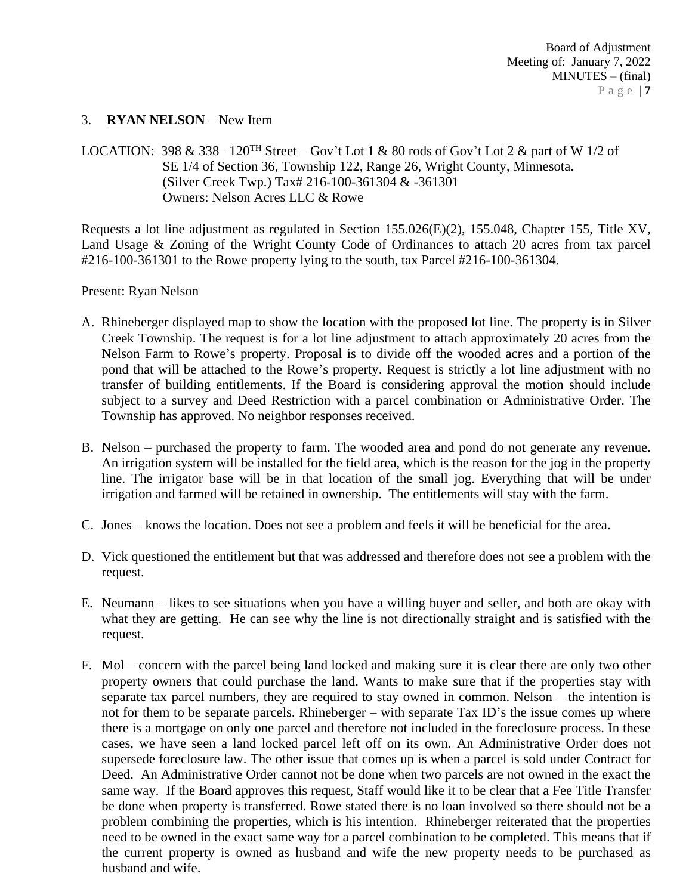3. **RYAN NELSON** – New Item

LOCATION: 398 & 338– 120TH Street – Gov't Lot 1 & 80 rods of Gov't Lot 2 & part of W 1/2 of SE 1/4 of Section 36, Township 122, Range 26, Wright County, Minnesota. (Silver Creek Twp.) Tax# 216-100-361304 & -361301
Owners: Nelson Acres LLC & Rowe

Requests a lot line adjustment as regulated in Section 155.026(E)(2), 155.048, Chapter 155, Title XV, Land Usage & Zoning of the Wright County Code of Ordinances to attach 20 acres from tax parcel #216-100-361301 to the Rowe property lying to the south, tax Parcel #216-100-361304.

Present: Ryan Nelson

A. Rhineberger displayed map to show the location with the proposed lot line. The property is in Silver Creek Township. The request is for a lot line adjustment to attach approximately 20 acres from the Nelson Farm to Rowe's property. Proposal is to divide off the wooded acres and a portion of the pond that will be attached to the Rowe's property. Request is strictly a lot line adjustment with no transfer of building entitlements. If the Board is considering approval the motion should include subject to a survey and Deed Restriction with a parcel combination or Administrative Order. The Township has approved. No neighbor responses received.

B. Nelson – purchased the property to farm. The wooded area and pond do not generate any revenue. An irrigation system will be installed for the field area, which is the reason for the jog in the property line. The irrigator base will be in that location of the small jog. Everything that will be under irrigation and farmed will be retained in ownership. The entitlements will stay with the farm.

C. Jones – knows the location. Does not see a problem and feels it will be beneficial for the area.

D. Vick questioned the entitlement but that was addressed and therefore does not see a problem with the request.

E. Neumann – likes to see situations when you have a willing buyer and seller, and both are okay with what they are getting. He can see why the line is not directionally straight and is satisfied with the request.

F. Mol – concern with the parcel being land locked and making sure it is clear there are only two other property owners that could purchase the land. Wants to make sure that if the properties stay with separate tax parcel numbers, they are required to stay owned in common. Nelson – the intention is not for them to be separate parcels. Rhineberger – with separate Tax ID's the issue comes up where there is a mortgage on only one parcel and therefore not included in the foreclosure process. In these cases, we have seen a land locked parcel left off on its own. An Administrative Order does not supersede foreclosure law. The other issue that comes up is when a parcel is sold under Contract for Deed. An Administrative Order cannot not be done when two parcels are not owned in the exact the same way. If the Board approves this request, Staff would like it to be clear that a Fee Title Transfer be done when property is transferred. Rowe stated there is no loan involved so there should not be a problem combining the properties, which is his intention. Rhineberger reiterated that the properties need to be owned in the exact same way for a parcel combination to be completed. This means that if the current property is owned as husband and wife the new property needs to be purchased as husband and wife.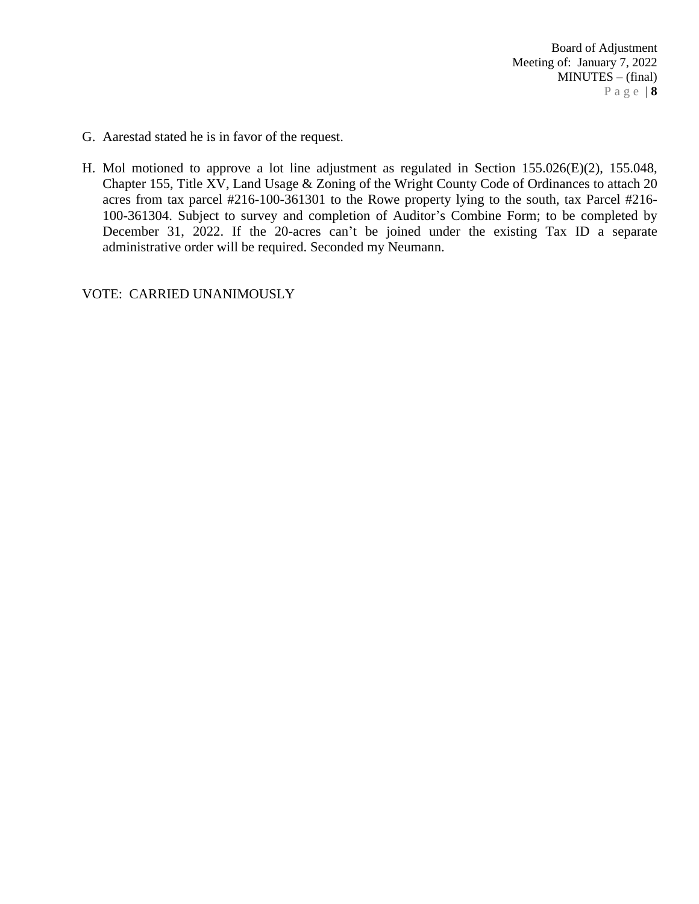G. Aarestad stated he is in favor of the request.

H. Mol motioned to approve a lot line adjustment as regulated in Section 155.026(E)(2), 155.048, Chapter 155, Title XV, Land Usage & Zoning of the Wright County Code of Ordinances to attach 20 acres from tax parcel #216-100-361301 to the Rowe property lying to the south, tax Parcel #216-100-361304. Subject to survey and completion of Auditor's Combine Form; to be completed by December 31, 2022. If the 20-acres can't be joined under the existing Tax ID a separate administrative order will be required. Seconded my Neumann.

VOTE: CARRIED UNANIMOUSLY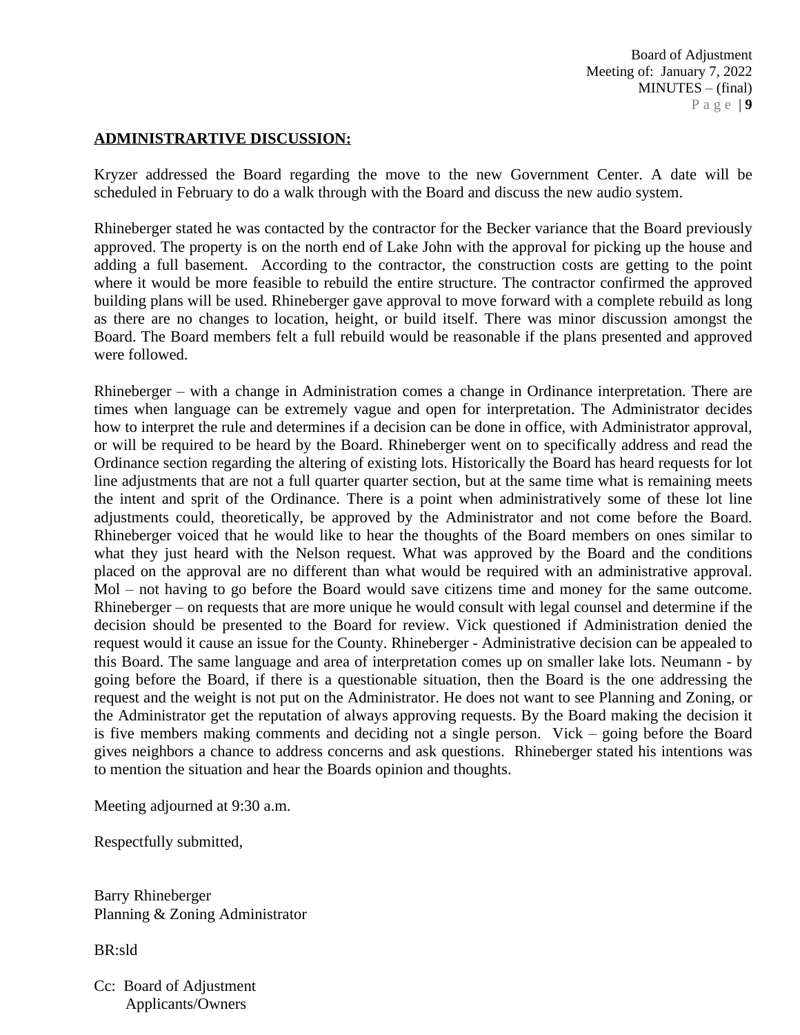**ADMINISTRARTIVE DISCUSSION:**

Kryzer addressed the Board regarding the move to the new Government Center. A date will be scheduled in February to do a walk through with the Board and discuss the new audio system.

Rhineberger stated he was contacted by the contractor for the Becker variance that the Board previously approved. The property is on the north end of Lake John with the approval for picking up the house and adding a full basement. According to the contractor, the construction costs are getting to the point where it would be more feasible to rebuild the entire structure. The contractor confirmed the approved building plans will be used. Rhineberger gave approval to move forward with a complete rebuild as long as there are no changes to location, height, or build itself. There was minor discussion amongst the Board. The Board members felt a full rebuild would be reasonable if the plans presented and approved were followed.

Rhineberger – with a change in Administration comes a change in Ordinance interpretation. There are times when language can be extremely vague and open for interpretation. The Administrator decides how to interpret the rule and determines if a decision can be done in office, with Administrator approval, or will be required to be heard by the Board. Rhineberger went on to specifically address and read the Ordinance section regarding the altering of existing lots. Historically the Board has heard requests for lot line adjustments that are not a full quarter quarter section, but at the same time what is remaining meets the intent and sprit of the Ordinance. There is a point when administratively some of these lot line adjustments could, theoretically, be approved by the Administrator and not come before the Board. Rhineberger voiced that he would like to hear the thoughts of the Board members on ones similar to what they just heard with the Nelson request. What was approved by the Board and the conditions placed on the approval are no different than what would be required with an administrative approval. Mol – not having to go before the Board would save citizens time and money for the same outcome. Rhineberger – on requests that are more unique he would consult with legal counsel and determine if the decision should be presented to the Board for review. Vick questioned if Administration denied the request would it cause an issue for the County. Rhineberger - Administrative decision can be appealed to this Board. The same language and area of interpretation comes up on smaller lake lots. Neumann - by going before the Board, if there is a questionable situation, then the Board is the one addressing the request and the weight is not put on the Administrator. He does not want to see Planning and Zoning, or the Administrator get the reputation of always approving requests. By the Board making the decision it is five members making comments and deciding not a single person. Vick – going before the Board gives neighbors a chance to address concerns and ask questions. Rhineberger stated his intentions was to mention the situation and hear the Boards opinion and thoughts.

Meeting adjourned at 9:30 a.m.

Respectfully submitted,

Barry Rhineberger
Planning & Zoning Administrator

BR:sld

Cc: Board of Adjustment
Applicants/Owners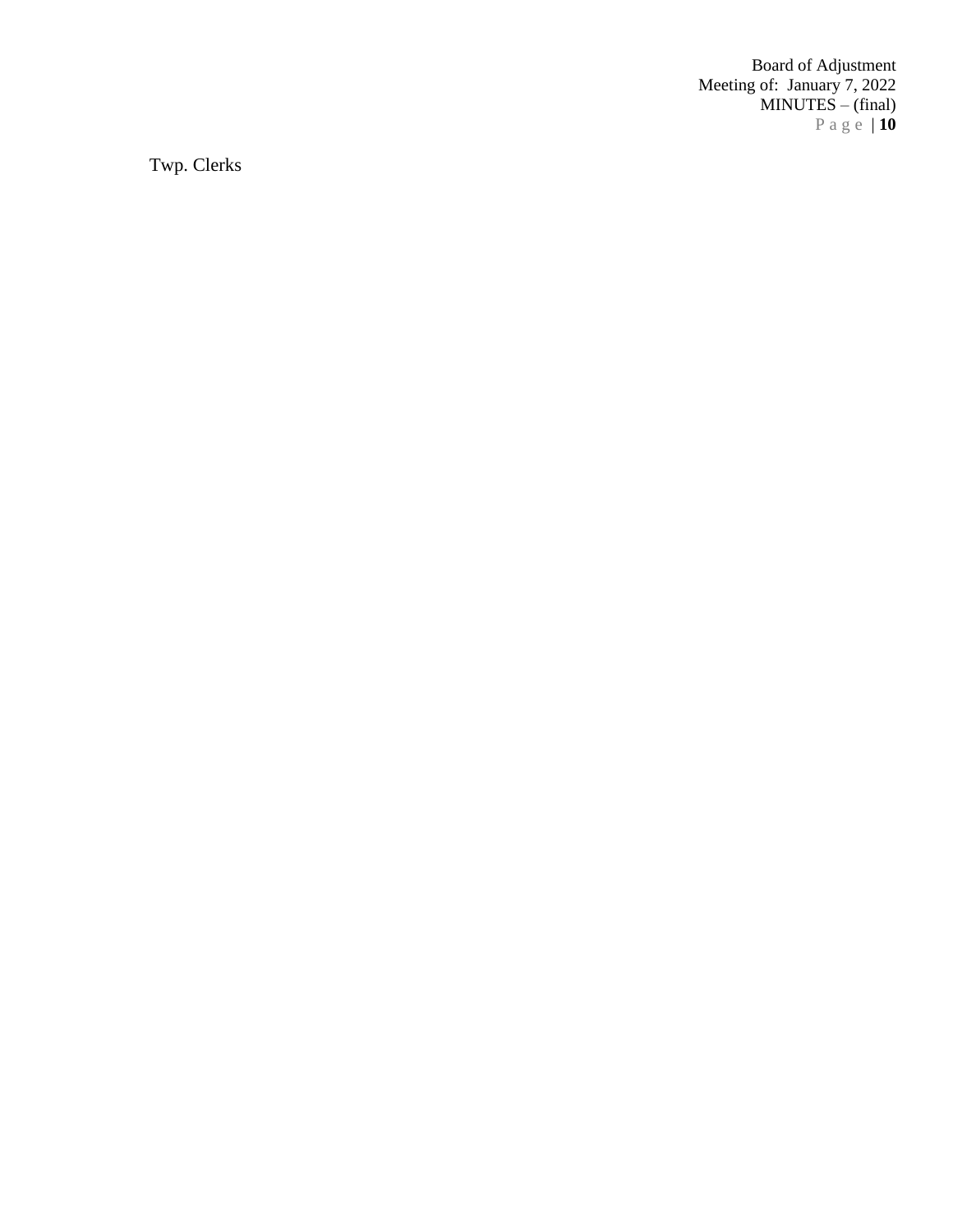Twp. Clerks